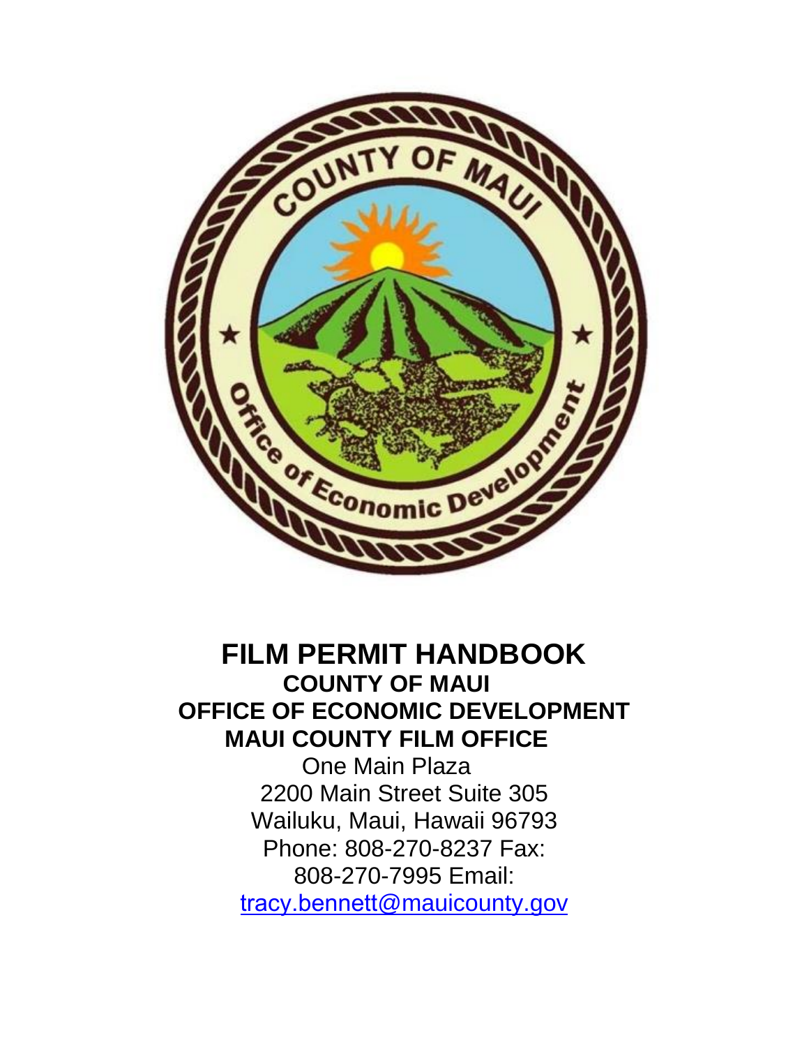# FILM PERMIT HANDBOOK

## COUNTY OF MAUI

## OFFICE OF ECONOMIC DEVELOPMENT

## MAUI COUNTY FILM OFFICE

One Main Plaza

2200 Main Street Suite 305

Wailuku, Maui, Hawaii 96793

Phone: 808-270-8237 Fax: 808-270-7995 Email: [tracy.bennett@mauicounty.gov](mailto:tracy.bennett@mauicounty.gov)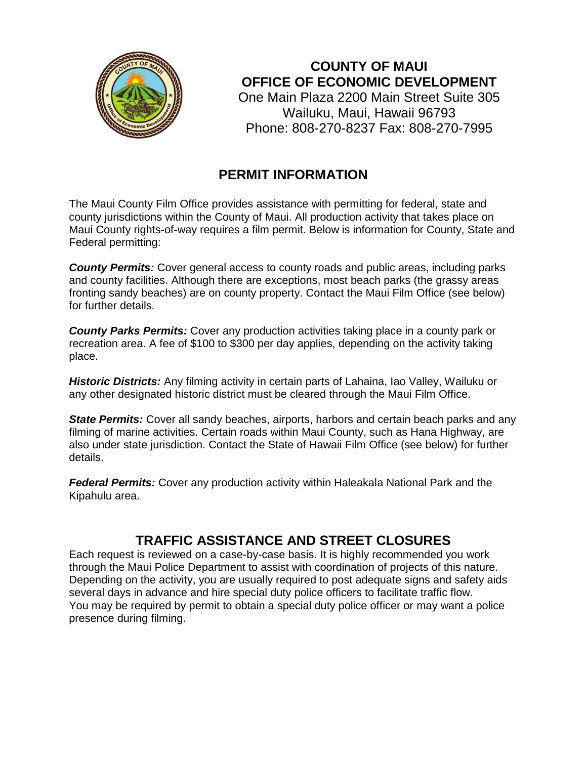**COUNTY OF MAUI**
**OFFICE OF ECONOMIC DEVELOPMENT**
One Main Plaza 2200 Main Street Suite 305
Wailuku, Maui, Hawaii 96793
Phone: 808-270-8237 Fax: 808-270-7995

## PERMIT INFORMATION

The Maui County Film Office provides assistance with permitting for federal, state and county jurisdictions within the County of Maui. All production activity that takes place on Maui County rights-of-way requires a film permit. Below is information for County, State and Federal permitting:

***County Permits:*** Cover general access to county roads and public areas, including parks and county facilities. Although there are exceptions, most beach parks (the grassy areas fronting sandy beaches) are on county property. Contact the Maui Film Office (see below) for further details.

***County Parks Permits:*** Cover any production activities taking place in a county park or recreation area. A fee of $100 to $300 per day applies, depending on the activity taking place.

***Historic Districts:*** Any filming activity in certain parts of Lahaina, Iao Valley, Wailuku or any other designated historic district must be cleared through the Maui Film Office.

***State Permits:*** Cover all sandy beaches, airports, harbors and certain beach parks and any filming of marine activities. Certain roads within Maui County, such as Hana Highway, are also under state jurisdiction. Contact the State of Hawaii Film Office (see below) for further details.

***Federal Permits:*** Cover any production activity within Haleakala National Park and the Kipahulu area.

## TRAFFIC ASSISTANCE AND STREET CLOSURES

Each request is reviewed on a case-by-case basis. It is highly recommended you work through the Maui Police Department to assist with coordination of projects of this nature. Depending on the activity, you are usually required to post adequate signs and safety aids several days in advance and hire special duty police officers to facilitate traffic flow. You may be required by permit to obtain a special duty police officer or may want a police presence during filming.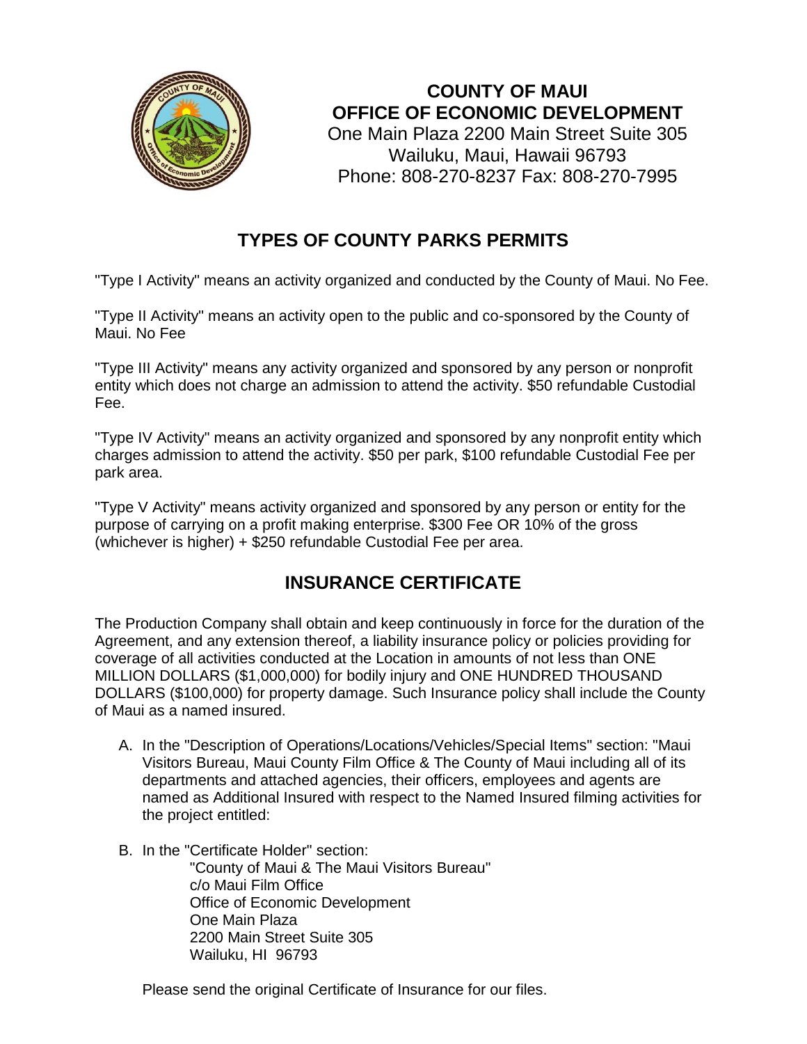**COUNTY OF MAUI**
**OFFICE OF ECONOMIC DEVELOPMENT**
One Main Plaza 2200 Main Street Suite 305
Wailuku, Maui, Hawaii 96793
Phone: 808-270-8237 Fax: 808-270-7995

## TYPES OF COUNTY PARKS PERMITS

"Type I Activity" means an activity organized and conducted by the County of Maui. No Fee.

"Type II Activity" means an activity open to the public and co-sponsored by the County of Maui. No Fee

"Type III Activity" means any activity organized and sponsored by any person or nonprofit entity which does not charge an admission to attend the activity. $50 refundable Custodial Fee.

"Type IV Activity" means an activity organized and sponsored by any nonprofit entity which charges admission to attend the activity. $50 per park, $100 refundable Custodial Fee per park area.

"Type V Activity" means activity organized and sponsored by any person or entity for the purpose of carrying on a profit making enterprise. $300 Fee OR 10% of the gross (whichever is higher) + $250 refundable Custodial Fee per area.

## INSURANCE CERTIFICATE

The Production Company shall obtain and keep continuously in force for the duration of the Agreement, and any extension thereof, a liability insurance policy or policies providing for coverage of all activities conducted at the Location in amounts of not less than ONE MILLION DOLLARS ($1,000,000) for bodily injury and ONE HUNDRED THOUSAND DOLLARS ($100,000) for property damage. Such Insurance policy shall include the County of Maui as a named insured.

A. In the "Description of Operations/Locations/Vehicles/Special Items" section: "Maui Visitors Bureau, Maui County Film Office & The County of Maui including all of its departments and attached agencies, their officers, employees and agents are named as Additional Insured with respect to the Named Insured filming activities for the project entitled:

B. In the "Certificate Holder" section:
   "County of Maui & The Maui Visitors Bureau"
   c/o Maui Film Office
   Office of Economic Development
   One Main Plaza
   2200 Main Street Suite 305
   Wailuku, HI 96793

Please send the original Certificate of Insurance for our files.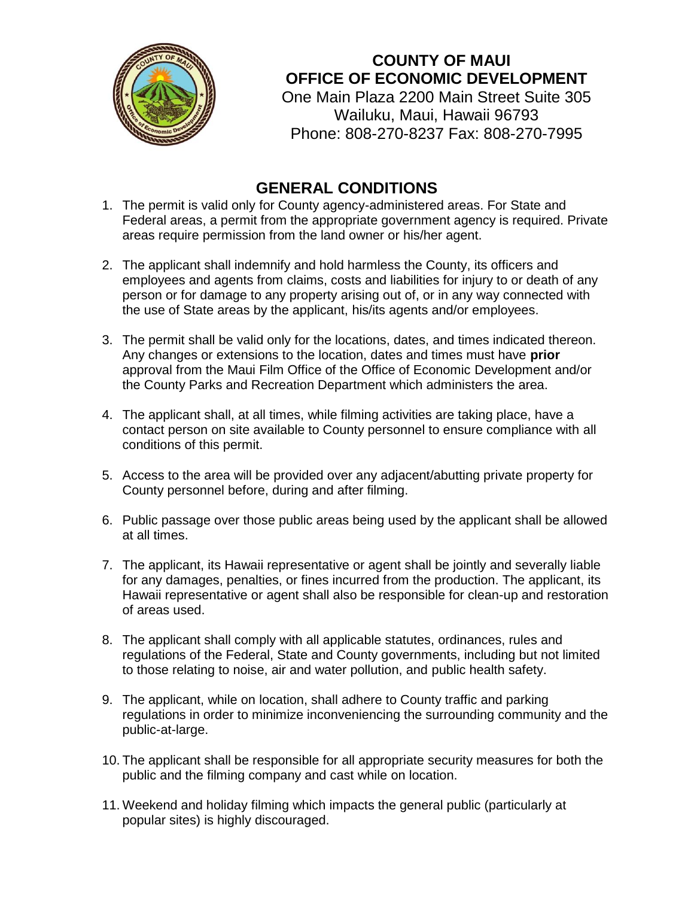# COUNTY OF MAUI
## OFFICE OF ECONOMIC DEVELOPMENT

One Main Plaza 2200 Main Street Suite 305
Wailuku, Maui, Hawaii 96793
Phone: 808-270-8237 Fax: 808-270-7995

## GENERAL CONDITIONS

1. The permit is valid only for County agency-administered areas. For State and Federal areas, a permit from the appropriate government agency is required. Private areas require permission from the land owner or his/her agent.

2. The applicant shall indemnify and hold harmless the County, its officers and employees and agents from claims, costs and liabilities for injury to or death of any person or for damage to any property arising out of, or in any way connected with the use of State areas by the applicant, his/its agents and/or employees.

3. The permit shall be valid only for the locations, dates, and times indicated thereon. Any changes or extensions to the location, dates and times must have **prior** approval from the Maui Film Office of the Office of Economic Development and/or the County Parks and Recreation Department which administers the area.

4. The applicant shall, at all times, while filming activities are taking place, have a contact person on site available to County personnel to ensure compliance with all conditions of this permit.

5. Access to the area will be provided over any adjacent/abutting private property for County personnel before, during and after filming.

6. Public passage over those public areas being used by the applicant shall be allowed at all times.

7. The applicant, its Hawaii representative or agent shall be jointly and severally liable for any damages, penalties, or fines incurred from the production. The applicant, its Hawaii representative or agent shall also be responsible for clean-up and restoration of areas used.

8. The applicant shall comply with all applicable statutes, ordinances, rules and regulations of the Federal, State and County governments, including but not limited to those relating to noise, air and water pollution, and public health safety.

9. The applicant, while on location, shall adhere to County traffic and parking regulations in order to minimize inconveniencing the surrounding community and the public-at-large.

10. The applicant shall be responsible for all appropriate security measures for both the public and the filming company and cast while on location.

11. Weekend and holiday filming which impacts the general public (particularly at popular sites) is highly discouraged.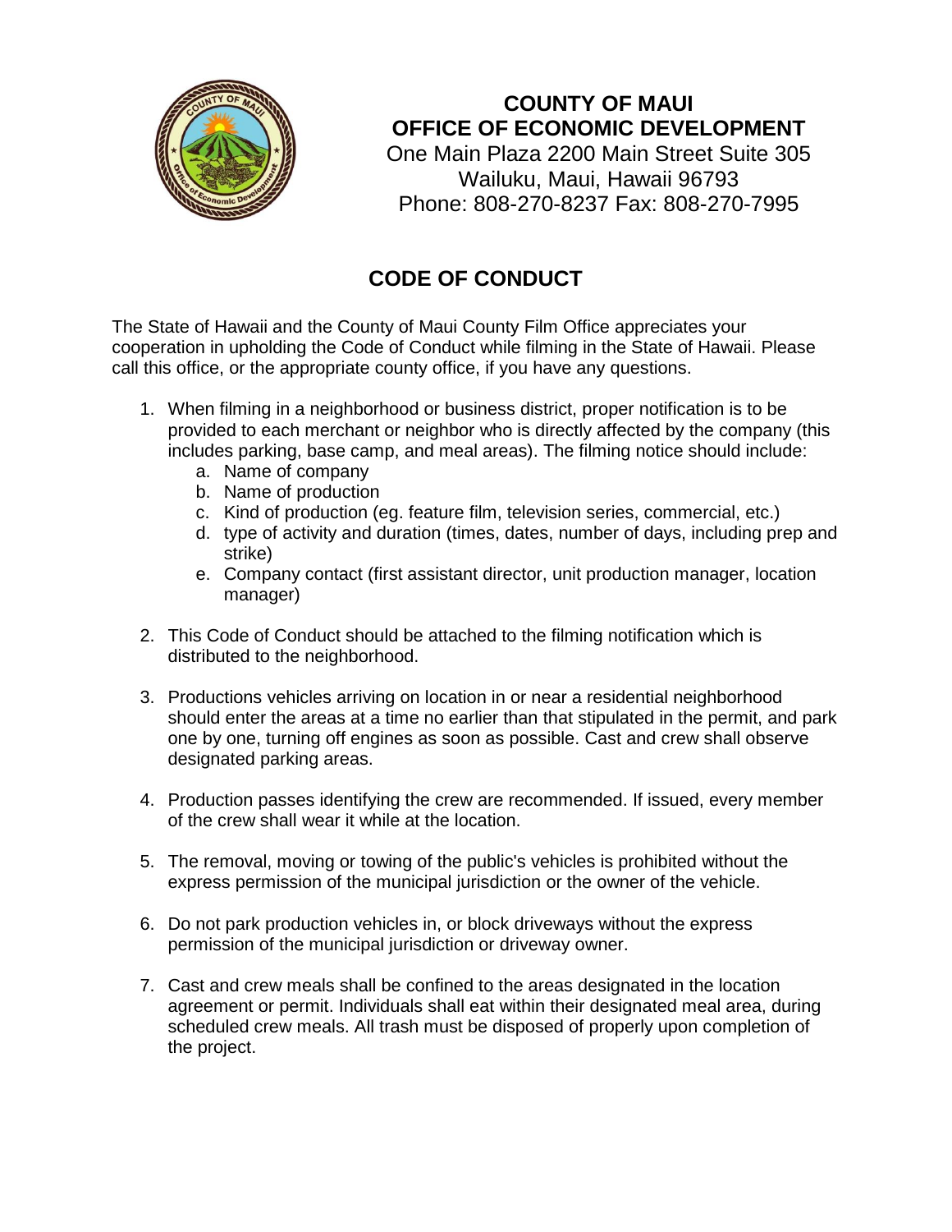**COUNTY OF MAUI**
**OFFICE OF ECONOMIC DEVELOPMENT**
One Main Plaza 2200 Main Street Suite 305
Wailuku, Maui, Hawaii 96793
Phone: 808-270-8237 Fax: 808-270-7995

# CODE OF CONDUCT

The State of Hawaii and the County of Maui County Film Office appreciates your cooperation in upholding the Code of Conduct while filming in the State of Hawaii. Please call this office, or the appropriate county office, if you have any questions.

1. When filming in a neighborhood or business district, proper notification is to be provided to each merchant or neighbor who is directly affected by the company (this includes parking, base camp, and meal areas). The filming notice should include:
   a. Name of company
   b. Name of production
   c. Kind of production (eg. feature film, television series, commercial, etc.)
   d. type of activity and duration (times, dates, number of days, including prep and strike)
   e. Company contact (first assistant director, unit production manager, location manager)

2. This Code of Conduct should be attached to the filming notification which is distributed to the neighborhood.

3. Productions vehicles arriving on location in or near a residential neighborhood should enter the areas at a time no earlier than that stipulated in the permit, and park one by one, turning off engines as soon as possible. Cast and crew shall observe designated parking areas.

4. Production passes identifying the crew are recommended. If issued, every member of the crew shall wear it while at the location.

5. The removal, moving or towing of the public's vehicles is prohibited without the express permission of the municipal jurisdiction or the owner of the vehicle.

6. Do not park production vehicles in, or block driveways without the express permission of the municipal jurisdiction or driveway owner.

7. Cast and crew meals shall be confined to the areas designated in the location agreement or permit. Individuals shall eat within their designated meal area, during scheduled crew meals. All trash must be disposed of properly upon completion of the project.